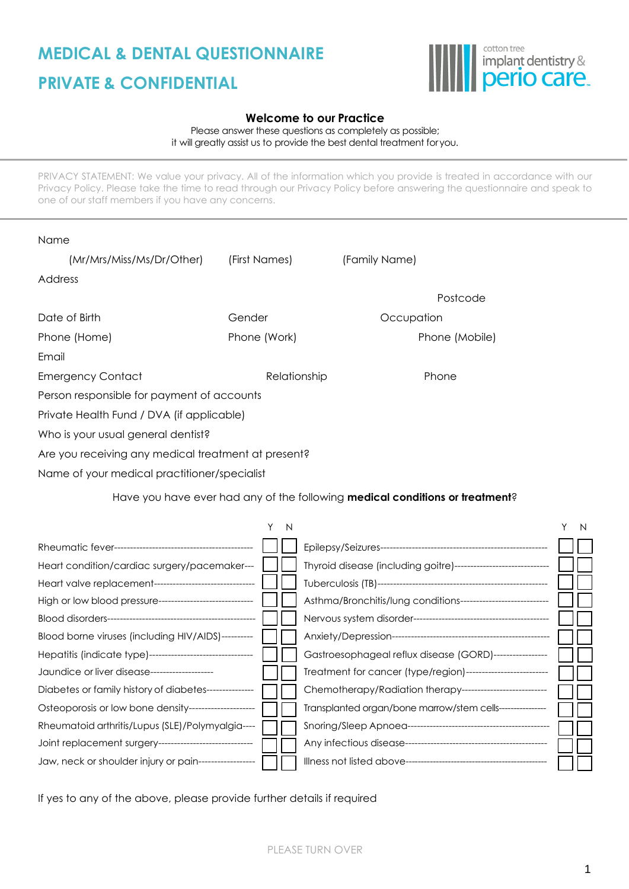# MEDICAL & DENTAL QUESTIONNAIRE

# PRIVATE & CONFIDENTIAL

cotton tree implant dentistry & perio care

**Welcome to our Practice**

Please answer these questions as completely as possible;
it will greatly assist us to provide the best dental treatment for you.

PRIVACY STATEMENT: We value your privacy. All of the information which you provide is treated in accordance with our Privacy Policy. Please take the time to read through our Privacy Policy before answering the questionnaire and speak to one of our staff members if you have any concerns.

Name

(Mr/Mrs/Miss/Ms/Dr/Other) (First Names) (Family Name)

Address

Postcode

Date of Birth Gender Occupation

Phone (Home) Phone (Work) Phone (Mobile)

Email

Emergency Contact Relationship Phone

Person responsible for payment of accounts

Private Health Fund / DVA (if applicable)

Who is your usual general dentist?

Are you receiving any medical treatment at present?

Name of your medical practitioner/specialist

Have you have ever had any of the following **medical conditions or treatment**?

| | Y | N | | Y | N |
|---|---|---|---|---|---|
| Rheumatic fever | ☐ | ☐ | Epilepsy/Seizures | ☐ | ☐ |
| Heart condition/cardiac surgery/pacemaker | ☐ | ☐ | Thyroid disease (including goitre) | ☐ | ☐ |
| Heart valve replacement | ☐ | ☐ | Tuberculosis (TB) | ☐ | ☐ |
| High or low blood pressure | ☐ | ☐ | Asthma/Bronchitis/lung conditions | ☐ | ☐ |
| Blood disorders | ☐ | ☐ | Nervous system disorder | ☐ | ☐ |
| Blood borne viruses (including HIV/AIDS) | ☐ | ☐ | Anxiety/Depression | ☐ | ☐ |
| Hepatitis (indicate type) | ☐ | ☐ | Gastroesophageal reflux disease (GORD) | ☐ | ☐ |
| Jaundice or liver disease | ☐ | ☐ | Treatment for cancer (type/region) | ☐ | ☐ |
| Diabetes or family history of diabetes | ☐ | ☐ | Chemotherapy/Radiation therapy | ☐ | ☐ |
| Osteoporosis or low bone density | ☐ | ☐ | Transplanted organ/bone marrow/stem cells | ☐ | ☐ |
| Rheumatoid arthritis/Lupus (SLE)/Polymyalgia | ☐ | ☐ | Snoring/Sleep Apnoea | ☐ | ☐ |
| Joint replacement surgery | ☐ | ☐ | Any infectious disease | ☐ | ☐ |
| Jaw, neck or shoulder injury or pain | ☐ | ☐ | Illness not listed above | ☐ | ☐ |

If yes to any of the above, please provide further details if required

PLEASE TURN OVER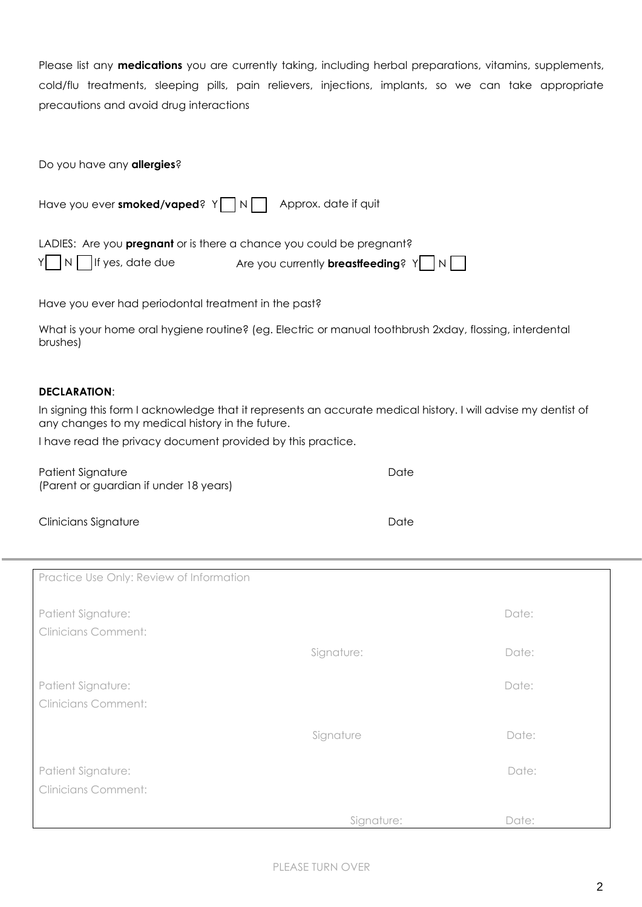Please list any **medications** you are currently taking, including herbal preparations, vitamins, supplements, cold/flu treatments, sleeping pills, pain relievers, injections, implants, so we can take appropriate precautions and avoid drug interactions

Do you have any **allergies**?

Have you ever **smoked/vaped**? Y ☐ N ☐ Approx. date if quit

LADIES: Are you **pregnant** or is there a chance you could be pregnant?

Y ☐ N ☐ If yes, date due Are you currently **breastfeeding**? Y ☐ N ☐

Have you ever had periodontal treatment in the past?

What is your home oral hygiene routine? (eg. Electric or manual toothbrush 2xday, flossing, interdental brushes)

**DECLARATION**:

In signing this form I acknowledge that it represents an accurate medical history. I will advise my dentist of any changes to my medical history in the future.

I have read the privacy document provided by this practice.

Patient Signature
(Parent or guardian if under 18 years) Date

Clinicians Signature Date

---

Practice Use Only: Review of Information

Patient Signature: Date:

Clinicians Comment:

Signature: Date:

Patient Signature: Date:

Clinicians Comment:

Signature Date:

Patient Signature: Date:

Clinicians Comment:

Signature: Date:

PLEASE TURN OVER